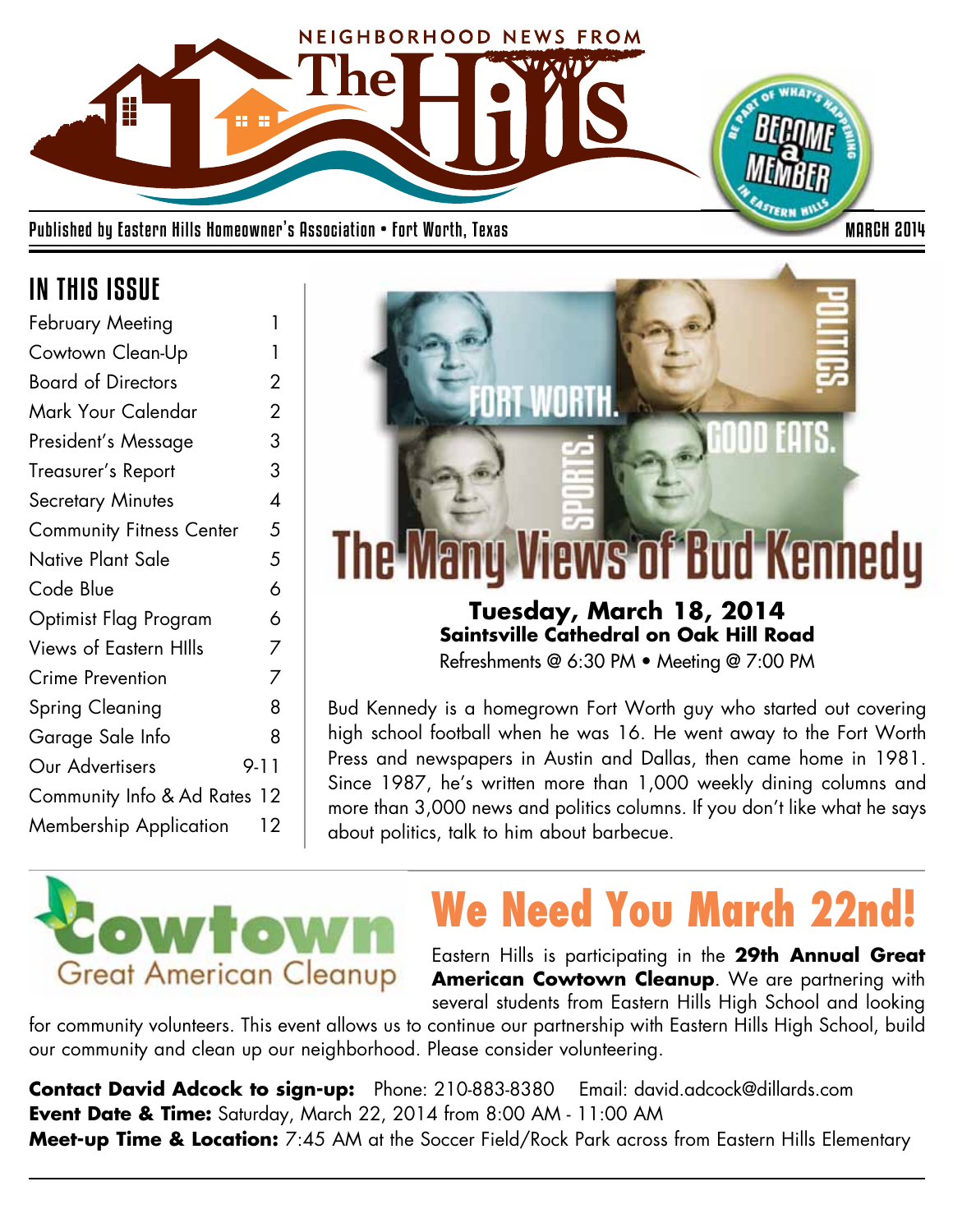# NEIGHBORHOOD NEWS FROM The Hills

Published by Eastern Hills Homeowner's Association • Fort Worth, Texas

MARCH 2014

BE PART OF WHAT'S HAPPENING — BECOME a MEMBER — IN EASTERN HILLS

## IN THIS ISSUE

| | |
|---|---|
| February Meeting | 1 |
| Cowtown Clean-Up | 1 |
| Board of Directors | 2 |
| Mark Your Calendar | 2 |
| President's Message | 3 |
| Treasurer's Report | 3 |
| Secretary Minutes | 4 |
| Community Fitness Center | 5 |
| Native Plant Sale | 5 |
| Code Blue | 6 |
| Optimist Flag Program | 6 |
| Views of Eastern HIlls | 7 |
| Crime Prevention | 7 |
| Spring Cleaning | 8 |
| Garage Sale Info | 8 |
| Our Advertisers | 9-11 |
| Community Info & Ad Rates | 12 |
| Membership Application | 12 |

FORT WORTH. POLITICS. SPORTS. GOOD EATS.

# The Many Views of Bud Kennedy

**Tuesday, March 18, 2014**
**Saintsville Cathedral on Oak Hill Road**
Refreshments @ 6:30 PM • Meeting @ 7:00 PM

Bud Kennedy is a homegrown Fort Worth guy who started out covering high school football when he was 16. He went away to the Fort Worth Press and newspapers in Austin and Dallas, then came home in 1981. Since 1987, he's written more than 1,000 weekly dining columns and more than 3,000 news and politics columns. If you don't like what he says about politics, talk to him about barbecue.

Cowtown Great American Cleanup

# We Need You March 22nd!

Eastern Hills is participating in the **29th Annual Great American Cowtown Cleanup**. We are partnering with several students from Eastern Hills High School and looking for community volunteers. This event allows us to continue our partnership with Eastern Hills High School, build our community and clean up our neighborhood. Please consider volunteering.

**Contact David Adcock to sign-up:** Phone: 210-883-8380 Email: david.adcock@dillards.com
**Event Date & Time:** Saturday, March 22, 2014 from 8:00 AM - 11:00 AM
**Meet-up Time & Location:** 7:45 AM at the Soccer Field/Rock Park across from Eastern Hills Elementary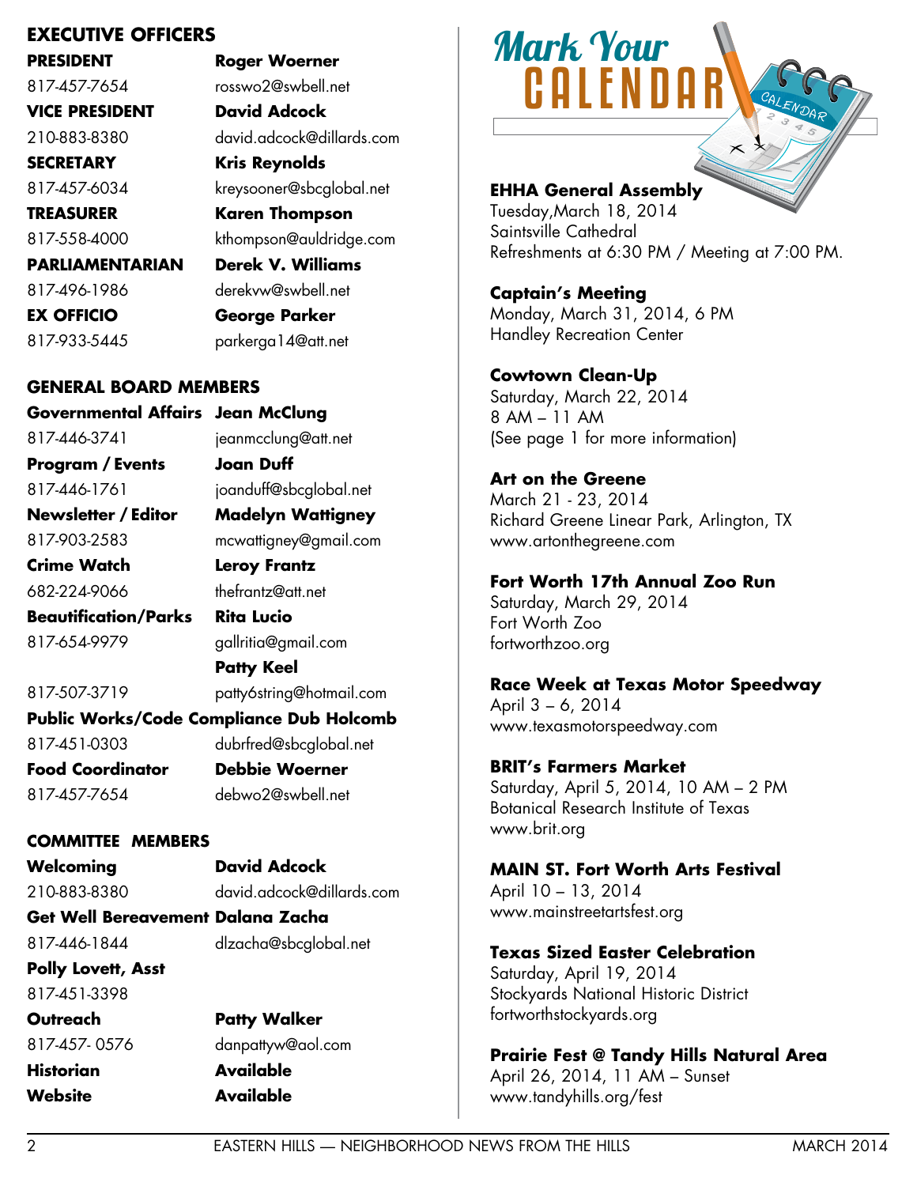## EXECUTIVE OFFICERS

**PRESIDENT** — **Roger Woerner**
817-457-7654 — rosswo2@swbell.net

**VICE PRESIDENT** — **David Adcock**
210-883-8380 — david.adcock@dillards.com

**SECRETARY** — **Kris Reynolds**
817-457-6034 — kreysooner@sbcglobal.net

**TREASURER** — **Karen Thompson**
817-558-4000 — kthompson@auldridge.com

**PARLIAMENTARIAN** — **Derek V. Williams**
817-496-1986 — derekvw@swbell.net

**EX OFFICIO** — **George Parker**
817-933-5445 — parkerga14@att.net

## GENERAL BOARD MEMBERS

**Governmental Affairs** — **Jean McClung**
817-446-3741 — jeanmcclung@att.net

**Program / Events** — **Joan Duff**
817-446-1761 — joanduff@sbcglobal.net

**Newsletter / Editor** — **Madelyn Wattigney**
817-903-2583 — mcwattigney@gmail.com

**Crime Watch** — **Leroy Frantz**
682-224-9066 — thefrantz@att.net

**Beautification/Parks** — **Rita Lucio**
817-654-9979 — gallritia@gmail.com

**Patty Keel**
817-507-3719 — patty6string@hotmail.com

**Public Works/Code Compliance** — **Dub Holcomb**
817-451-0303 — dubrfred@sbcglobal.net

**Food Coordinator** — **Debbie Woerner**
817-457-7654 — debwo2@swbell.net

## COMMITTEE MEMBERS

**Welcoming** — **David Adcock**
210-883-8380 — david.adcock@dillards.com

**Get Well Bereavement** — **Dalana Zacha**
817-446-1844 — dlzacha@sbcglobal.net

**Polly Lovett, Asst**
817-451-3398

**Outreach** — **Patty Walker**
817-457- 0576 — danpattyw@aol.com

**Historian** — **Available**

**Website** — **Available**

# Mark Your CALENDAR

**EHHA General Assembly**
Tuesday,March 18, 2014
Saintsville Cathedral
Refreshments at 6:30 PM / Meeting at 7:00 PM.

**Captain's Meeting**
Monday, March 31, 2014, 6 PM
Handley Recreation Center

**Cowtown Clean-Up**
Saturday, March 22, 2014
8 AM – 11 AM
(See page 1 for more information)

**Art on the Greene**
March 21 - 23, 2014
Richard Greene Linear Park, Arlington, TX
www.artonthegreene.com

**Fort Worth 17th Annual Zoo Run**
Saturday, March 29, 2014
Fort Worth Zoo
fortworthzoo.org

**Race Week at Texas Motor Speedway**
April 3 – 6, 2014
www.texasmotorspeedway.com

**BRIT's Farmers Market**
Saturday, April 5, 2014, 10 AM – 2 PM
Botanical Research Institute of Texas
www.brit.org

**MAIN ST. Fort Worth Arts Festival**
April 10 – 13, 2014
www.mainstreetartsfest.org

**Texas Sized Easter Celebration**
Saturday, April 19, 2014
Stockyards National Historic District
fortworthstockyards.org

**Prairie Fest @ Tandy Hills Natural Area**
April 26, 2014, 11 AM – Sunset
www.tandyhills.org/fest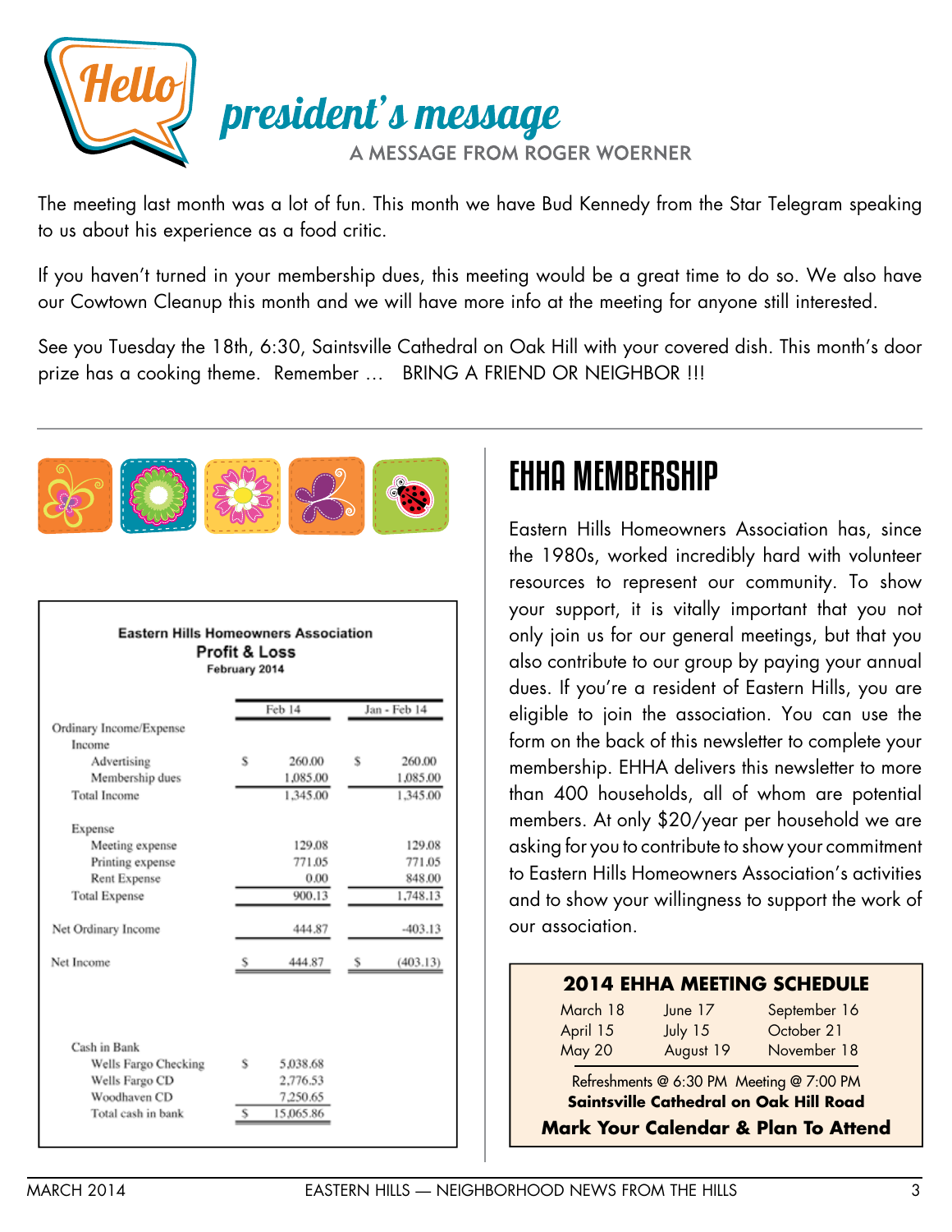# Hello president's message

A MESSAGE FROM ROGER WOERNER

The meeting last month was a lot of fun. This month we have Bud Kennedy from the Star Telegram speaking to us about his experience as a food critic.

If you haven't turned in your membership dues, this meeting would be a great time to do so. We also have our Cowtown Cleanup this month and we will have more info at the meeting for anyone still interested.

See you Tuesday the 18th, 6:30, Saintsville Cathedral on Oak Hill with your covered dish. This month's door prize has a cooking theme. Remember … BRING A FRIEND OR NEIGHBOR !!!

**Eastern Hills Homeowners Association**
**Profit & Loss**
**February 2014**

| | Feb 14 | Jan - Feb 14 |
|---|---|---|
| Ordinary Income/Expense | | |
| Income | | |
| Advertising | $ 260.00 | $ 260.00 |
| Membership dues | 1,085.00 | 1,085.00 |
| Total Income | 1,345.00 | 1,345.00 |
| Expense | | |
| Meeting expense | 129.08 | 129.08 |
| Printing expense | 771.05 | 771.05 |
| Rent Expense | 0.00 | 848.00 |
| Total Expense | 900.13 | 1,748.13 |
| Net Ordinary Income | 444.87 | -403.13 |
| Net Income | $ 444.87 | $ (403.13) |

| Cash in Bank | |
|---|---|
| Wells Fargo Checking | $ 5,038.68 |
| Wells Fargo CD | 2,776.53 |
| Woodhaven CD | 7,250.65 |
| Total cash in bank | $ 15,065.86 |

## EHHA MEMBERSHIP

Eastern Hills Homeowners Association has, since the 1980s, worked incredibly hard with volunteer resources to represent our community. To show your support, it is vitally important that you not only join us for our general meetings, but that you also contribute to our group by paying your annual dues. If you're a resident of Eastern Hills, you are eligible to join the association. You can use the form on the back of this newsletter to complete your membership. EHHA delivers this newsletter to more than 400 households, all of whom are potential members. At only $20/year per household we are asking for you to contribute to show your commitment to Eastern Hills Homeowners Association's activities and to show your willingness to support the work of our association.

### 2014 EHHA MEETING SCHEDULE

| | | |
|---|---|---|
| March 18 | June 17 | September 16 |
| April 15 | July 15 | October 21 |
| May 20 | August 19 | November 18 |

Refreshments @ 6:30 PM Meeting @ 7:00 PM
**Saintsville Cathedral on Oak Hill Road**

**Mark Your Calendar & Plan To Attend**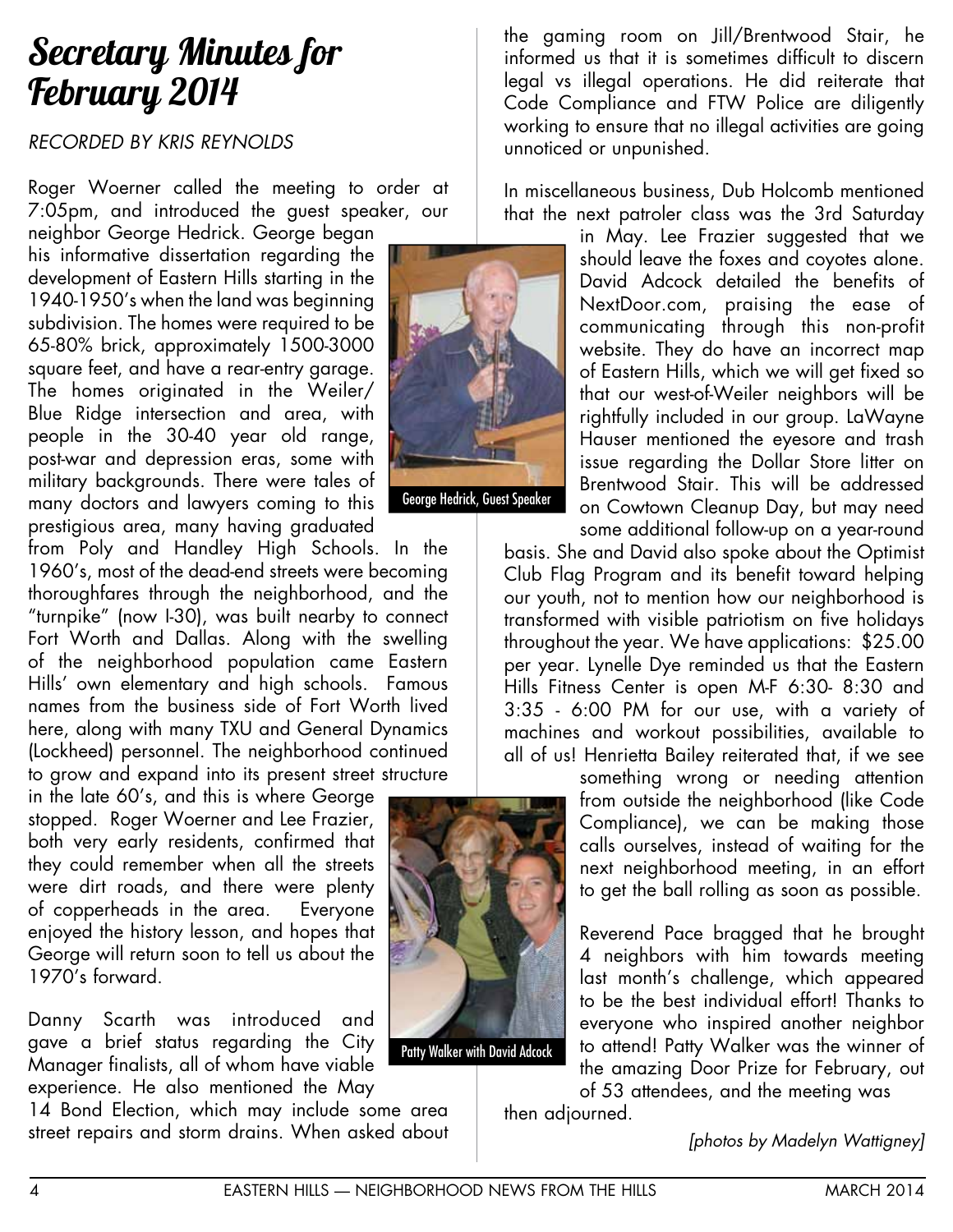# Secretary Minutes for February 2014

*RECORDED BY KRIS REYNOLDS*

Roger Woerner called the meeting to order at 7:05pm, and introduced the guest speaker, our neighbor George Hedrick. George began his informative dissertation regarding the development of Eastern Hills starting in the 1940-1950's when the land was beginning subdivision. The homes were required to be 65-80% brick, approximately 1500-3000 square feet, and have a rear-entry garage. The homes originated in the Weiler/Blue Ridge intersection and area, with people in the 30-40 year old range, post-war and depression eras, some with military backgrounds. There were tales of many doctors and lawyers coming to this prestigious area, many having graduated from Poly and Handley High Schools. In the 1960's, most of the dead-end streets were becoming thoroughfares through the neighborhood, and the "turnpike" (now I-30), was built nearby to connect Fort Worth and Dallas. Along with the swelling of the neighborhood population came Eastern Hills' own elementary and high schools. Famous names from the business side of Fort Worth lived here, along with many TXU and General Dynamics (Lockheed) personnel. The neighborhood continued to grow and expand into its present street structure in the late 60's, and this is where George stopped. Roger Woerner and Lee Frazier, both very early residents, confirmed that they could remember when all the streets were dirt roads, and there were plenty of copperheads in the area. Everyone enjoyed the history lesson, and hopes that George will return soon to tell us about the 1970's forward.

George Hedrick, Guest Speaker

Danny Scarth was introduced and gave a brief status regarding the City Manager finalists, all of whom have viable experience. He also mentioned the May 14 Bond Election, which may include some area street repairs and storm drains. When asked about the gaming room on Jill/Brentwood Stair, he informed us that it is sometimes difficult to discern legal vs illegal operations. He did reiterate that Code Compliance and FTW Police are diligently working to ensure that no illegal activities are going unnoticed or unpunished.

In miscellaneous business, Dub Holcomb mentioned that the next patroler class was the 3rd Saturday in May. Lee Frazier suggested that we should leave the foxes and coyotes alone. David Adcock detailed the benefits of NextDoor.com, praising the ease of communicating through this non-profit website. They do have an incorrect map of Eastern Hills, which we will get fixed so that our west-of-Weiler neighbors will be rightfully included in our group. LaWayne Hauser mentioned the eyesore and trash issue regarding the Dollar Store litter on Brentwood Stair. This will be addressed on Cowtown Cleanup Day, but may need some additional follow-up on a year-round basis. She and David also spoke about the Optimist Club Flag Program and its benefit toward helping our youth, not to mention how our neighborhood is transformed with visible patriotism on five holidays throughout the year. We have applications: $25.00 per year. Lynelle Dye reminded us that the Eastern Hills Fitness Center is open M-F 6:30- 8:30 and 3:35 - 6:00 PM for our use, with a variety of machines and workout possibilities, available to all of us! Henrietta Bailey reiterated that, if we see something wrong or needing attention from outside the neighborhood (like Code Compliance), we can be making those calls ourselves, instead of waiting for the next neighborhood meeting, in an effort to get the ball rolling as soon as possible.

Patty Walker with David Adcock

Reverend Pace bragged that he brought 4 neighbors with him towards meeting last month's challenge, which appeared to be the best individual effort! Thanks to everyone who inspired another neighbor to attend! Patty Walker was the winner of the amazing Door Prize for February, out of 53 attendees, and the meeting was then adjourned.

*[photos by Madelyn Wattigney]*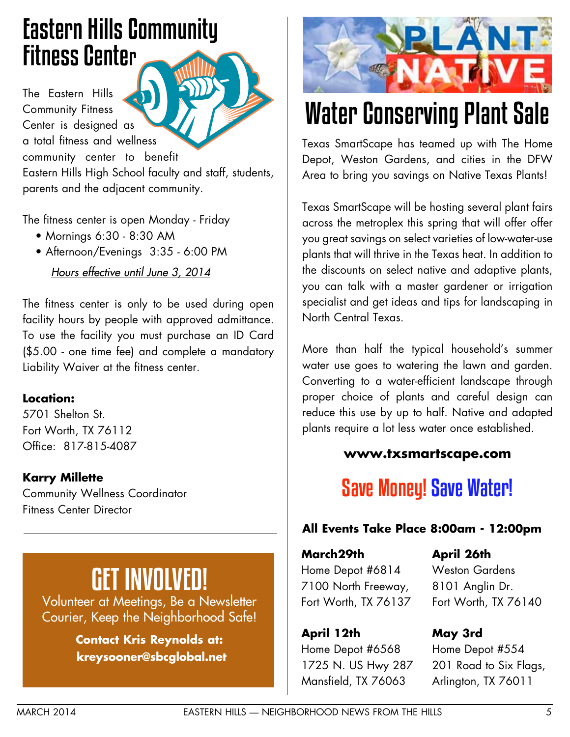# Eastern Hills Community Fitness Center

The Eastern Hills Community Fitness Center is designed as a total fitness and wellness community center to benefit Eastern Hills High School faculty and staff, students, parents and the adjacent community.

The fitness center is open Monday - Friday

- Mornings 6:30 - 8:30 AM
- Afternoon/Evenings 3:35 - 6:00 PM

*Hours effective until June 3, 2014*

The fitness center is only to be used during open facility hours by people with approved admittance. To use the facility you must purchase an ID Card ($5.00 - one time fee) and complete a mandatory Liability Waiver at the fitness center.

**Location:**
5701 Shelton St.
Fort Worth, TX 76112
Office: 817-815-4087

**Karry Millette**
Community Wellness Coordinator
Fitness Center Director

## GET INVOLVED!

Volunteer at Meetings, Be a Newsletter Courier, Keep the Neighborhood Safe!

**Contact Kris Reynolds at: kreysooner@sbcglobal.net**

PLANT NATIVE

# Water Conserving Plant Sale

Texas SmartScape has teamed up with The Home Depot, Weston Gardens, and cities in the DFW Area to bring you savings on Native Texas Plants!

Texas SmartScape will be hosting several plant fairs across the metroplex this spring that will offer offer you great savings on select varieties of low-water-use plants that will thrive in the Texas heat. In addition to the discounts on select native and adaptive plants, you can talk with a master gardener or irrigation specialist and get ideas and tips for landscaping in North Central Texas.

More than half the typical household's summer water use goes to watering the lawn and garden. Converting to a water-efficient landscape through proper choice of plants and careful design can reduce this use by up to half. Native and adapted plants require a lot less water once established.

**www.txsmartscape.com**

## Save Money! Save Water!

**All Events Take Place 8:00am - 12:00pm**

**March29th**
Home Depot #6814
7100 North Freeway,
Fort Worth, TX 76137

**April 12th**
Home Depot #6568
1725 N. US Hwy 287
Mansfield, TX 76063

**April 26th**
Weston Gardens
8101 Anglin Dr.
Fort Worth, TX 76140

**May 3rd**
Home Depot #554
201 Road to Six Flags,
Arlington, TX 76011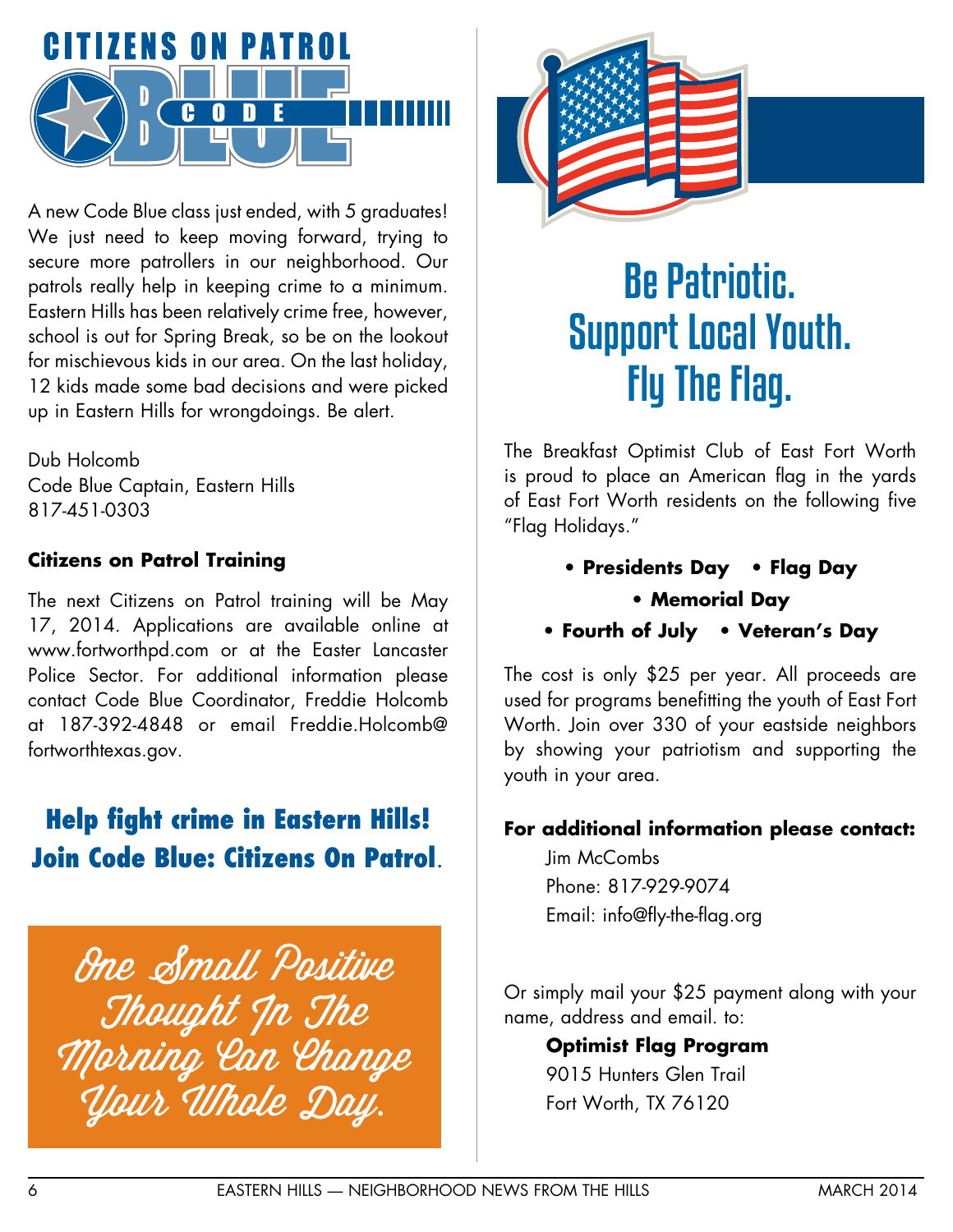# CITIZENS ON PATROL CODE BLUE

A new Code Blue class just ended, with 5 graduates! We just need to keep moving forward, trying to secure more patrollers in our neighborhood. Our patrols really help in keeping crime to a minimum. Eastern Hills has been relatively crime free, however, school is out for Spring Break, so be on the lookout for mischievous kids in our area. On the last holiday, 12 kids made some bad decisions and were picked up in Eastern Hills for wrongdoings. Be alert.

Dub Holcomb
Code Blue Captain, Eastern Hills
817-451-0303

**Citizens on Patrol Training**

The next Citizens on Patrol training will be May 17, 2014. Applications are available online at www.fortworthpd.com or at the Easter Lancaster Police Sector. For additional information please contact Code Blue Coordinator, Freddie Holcomb at 187-392-4848 or email Freddie.Holcomb@fortworthtexas.gov.

**Help fight crime in Eastern Hills! Join Code Blue: Citizens On Patrol.**

*One Small Positive Thought In The Morning Can Change Your Whole Day.*

# Be Patriotic. Support Local Youth. Fly The Flag.

The Breakfast Optimist Club of East Fort Worth is proud to place an American flag in the yards of East Fort Worth residents on the following five "Flag Holidays."

- **Presidents Day**
- **Flag Day**
- **Memorial Day**
- **Fourth of July**
- **Veteran's Day**

The cost is only $25 per year. All proceeds are used for programs benefitting the youth of East Fort Worth. Join over 330 of your eastside neighbors by showing your patriotism and supporting the youth in your area.

**For additional information please contact:**

Jim McCombs
Phone: 817-929-9074
Email: info@fly-the-flag.org

Or simply mail your $25 payment along with your name, address and email. to:

**Optimist Flag Program**
9015 Hunters Glen Trail
Fort Worth, TX 76120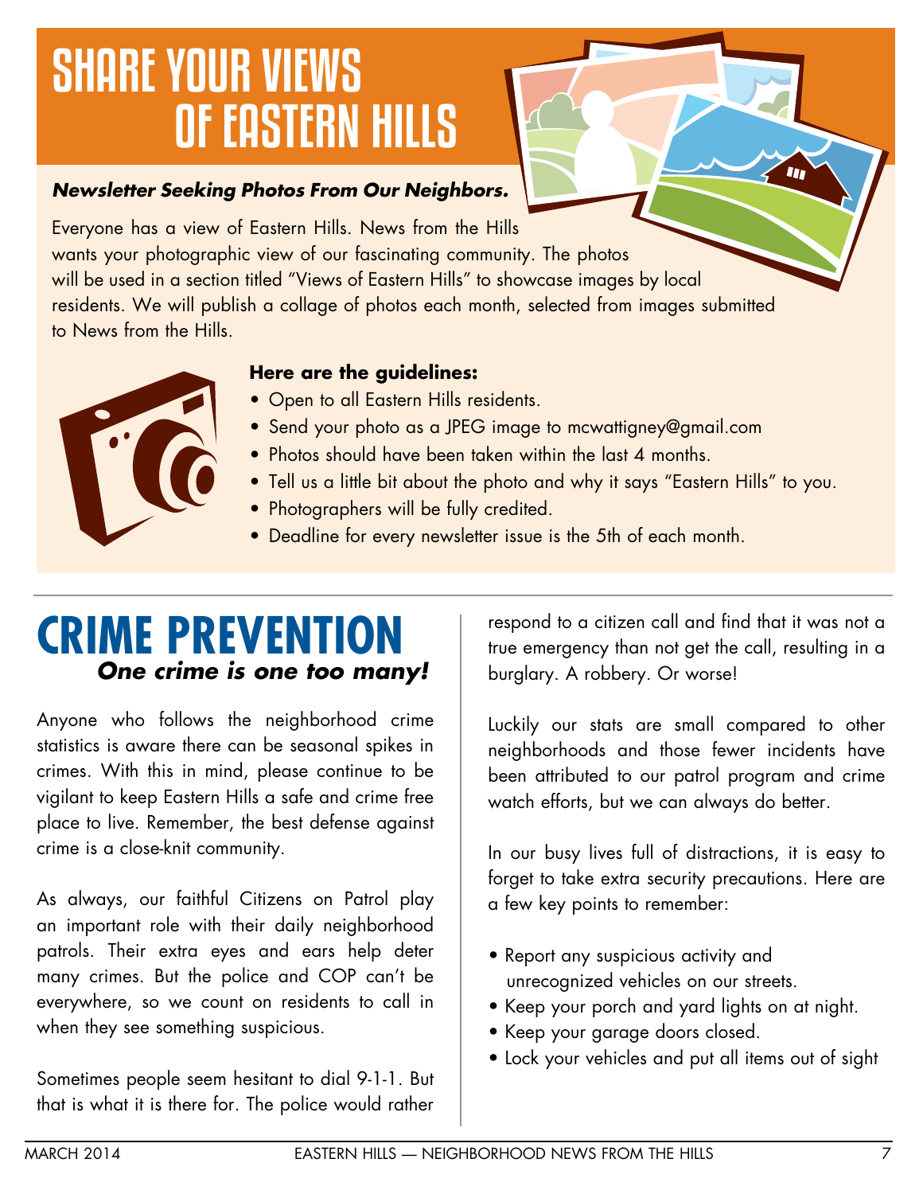# SHARE YOUR VIEWS OF EASTERN HILLS

***Newsletter Seeking Photos From Our Neighbors.***

Everyone has a view of Eastern Hills. News from the Hills wants your photographic view of our fascinating community. The photos will be used in a section titled "Views of Eastern Hills" to showcase images by local residents. We will publish a collage of photos each month, selected from images submitted to News from the Hills.

**Here are the guidelines:**

- Open to all Eastern Hills residents.
- Send your photo as a JPEG image to mcwattigney@gmail.com
- Photos should have been taken within the last 4 months.
- Tell us a little bit about the photo and why it says "Eastern Hills" to you.
- Photographers will be fully credited.
- Deadline for every newsletter issue is the 5th of each month.

# CRIME PREVENTION

***One crime is one too many!***

Anyone who follows the neighborhood crime statistics is aware there can be seasonal spikes in crimes. With this in mind, please continue to be vigilant to keep Eastern Hills a safe and crime free place to live. Remember, the best defense against crime is a close-knit community.

As always, our faithful Citizens on Patrol play an important role with their daily neighborhood patrols. Their extra eyes and ears help deter many crimes. But the police and COP can't be everywhere, so we count on residents to call in when they see something suspicious.

Sometimes people seem hesitant to dial 9-1-1. But that is what it is there for. The police would rather respond to a citizen call and find that it was not a true emergency than not get the call, resulting in a burglary. A robbery. Or worse!

Luckily our stats are small compared to other neighborhoods and those fewer incidents have been attributed to our patrol program and crime watch efforts, but we can always do better.

In our busy lives full of distractions, it is easy to forget to take extra security precautions. Here are a few key points to remember:

- Report any suspicious activity and unrecognized vehicles on our streets.
- Keep your porch and yard lights on at night.
- Keep your garage doors closed.
- Lock your vehicles and put all items out of sight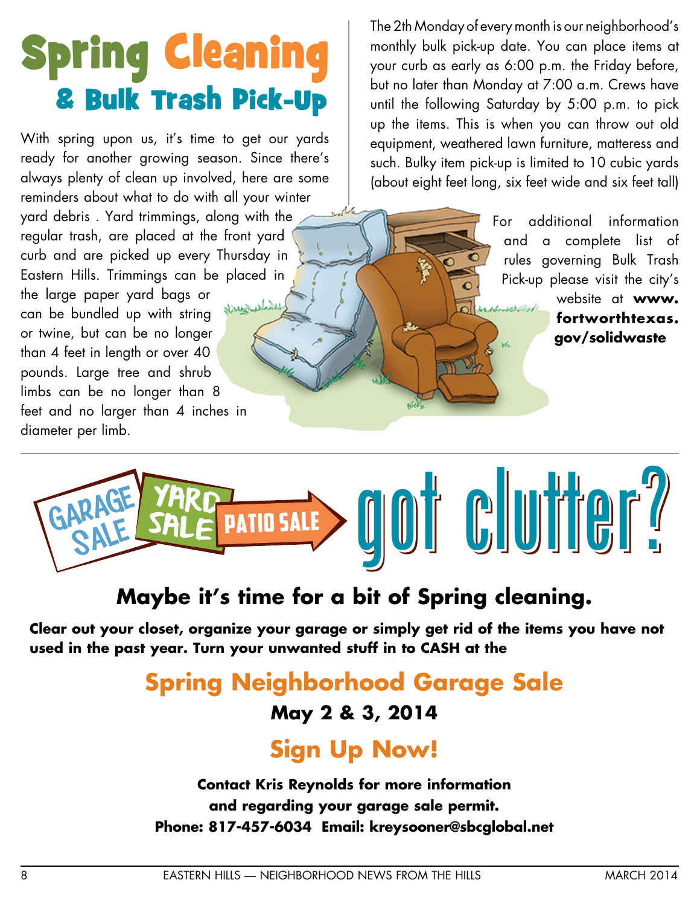# Spring Cleaning & Bulk Trash Pick-Up

With spring upon us, it's time to get our yards ready for another growing season. Since there's always plenty of clean up involved, here are some reminders about what to do with all your winter yard debris . Yard trimmings, along with the regular trash, are placed at the front yard curb and are picked up every Thursday in Eastern Hills. Trimmings can be placed in the large paper yard bags or can be bundled up with string or twine, but can be no longer than 4 feet in length or over 40 pounds. Large tree and shrub limbs can be no longer than 8 feet and no larger than 4 inches in diameter per limb.

The 2th Monday of every month is our neighborhood's monthly bulk pick-up date. You can place items at your curb as early as 6:00 p.m. the Friday before, but no later than Monday at 7:00 a.m. Crews have until the following Saturday by 5:00 p.m. to pick up the items. This is when you can throw out old equipment, weathered lawn furniture, matteress and such. Bulky item pick-up is limited to 10 cubic yards (about eight feet long, six feet wide and six feet tall)

For additional information and a complete list of rules governing Bulk Trash Pick-up please visit the city's website at **www.fortworthtexas.gov/solidwaste**

---

GARAGE SALE YARD SALE PATIO SALE

# got clutter?

## Maybe it's time for a bit of Spring cleaning.

**Clear out your closet, organize your garage or simply get rid of the items you have not used in the past year. Turn your unwanted stuff in to CASH at the**

## Spring Neighborhood Garage Sale

**May 2 & 3, 2014**

## Sign Up Now!

**Contact Kris Reynolds for more information and regarding your garage sale permit.**
**Phone: 817-457-6034 Email: kreysooner@sbcglobal.net**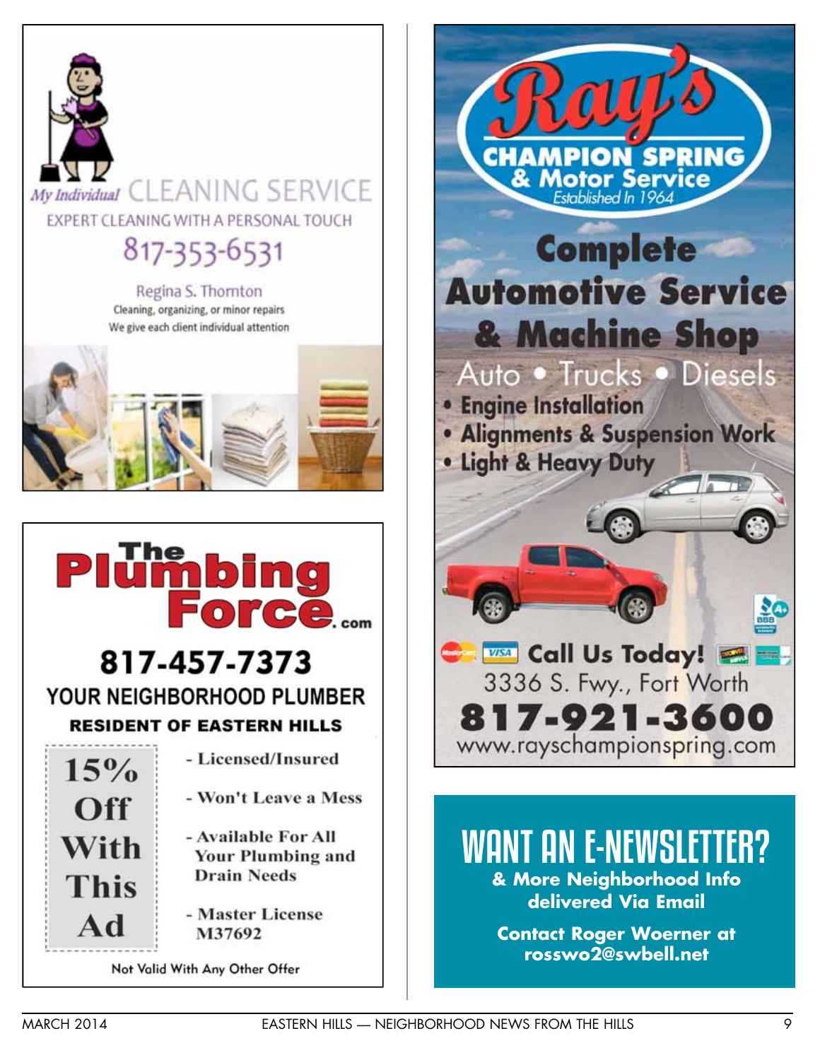*My Individual* CLEANING SERVICE

EXPERT CLEANING WITH A PERSONAL TOUCH

817-353-6531

Regina S. Thornton

Cleaning, organizing, or minor repairs

We give each client individual attention

---

# The Plumbing Force.com

## 817-457-7373

**YOUR NEIGHBORHOOD PLUMBER**

**RESIDENT OF EASTERN HILLS**

**15% Off With This Ad**

- Licensed/Insured
- Won't Leave a Mess
- Available For All Your Plumbing and Drain Needs
- Master License M37692

Not Valid With Any Other Offer

---

# Ray's

**CHAMPION SPRING & Motor Service**

*Established In 1964*

## Complete Automotive Service & Machine Shop

Auto • Trucks • Diesels

- Engine Installation
- Alignments & Suspension Work
- Light & Heavy Duty

**Call Us Today!**

3336 S. Fwy., Fort Worth

**817-921-3600**

www.rayschampionspring.com

---

# WANT AN E-NEWSLETTER?

**& More Neighborhood Info delivered Via Email**

**Contact Roger Woerner at rosswo2@swbell.net**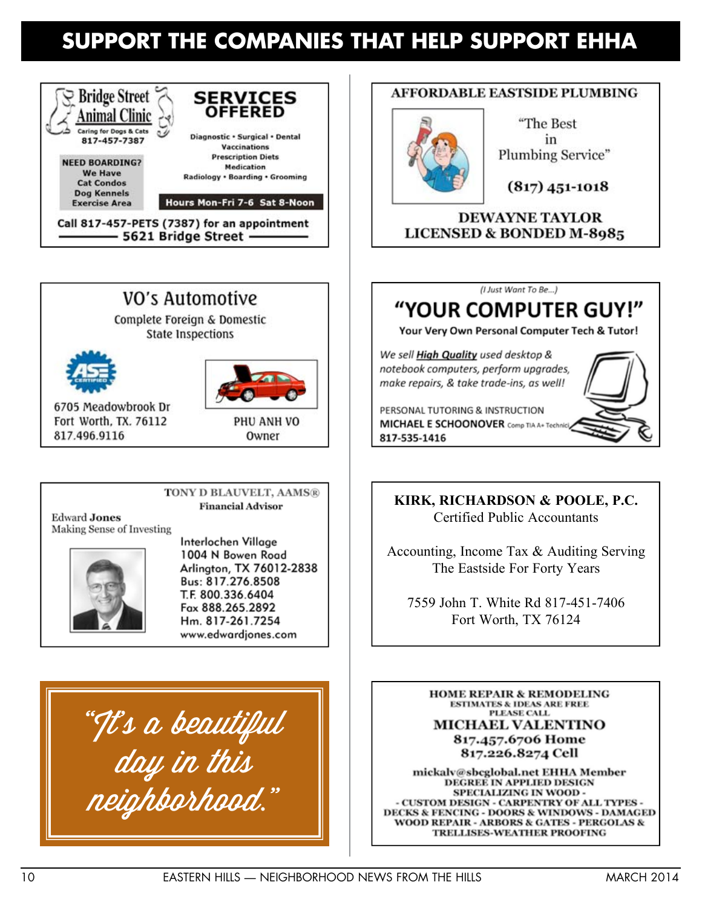# SUPPORT THE COMPANIES THAT HELP SUPPORT EHHA

**Bridge Street Animal Clinic**
Caring for Dogs & Cats
817-457-7387

**SERVICES OFFERED**
Diagnostic • Surgical • Dental
Vaccinations
Prescription Diets
Medication
Radiology • Boarding • Grooming

**NEED BOARDING?**
We Have
Cat Condos
Dog Kennels
Exercise Area

**Hours Mon-Fri 7-6 Sat 8-Noon**

Call 817-457-PETS (7387) for an appointment
**5621 Bridge Street**

---

**AFFORDABLE EASTSIDE PLUMBING**

"The Best in Plumbing Service"

**(817) 451-1018**

**DEWAYNE TAYLOR**
**LICENSED & BONDED M-8985**

---

**VO's Automotive**
Complete Foreign & Domestic
State Inspections

6705 Meadowbrook Dr
Fort Worth, TX. 76112
817.496.9116

PHU ANH VO
Owner

---

*(I Just Want To Be...)*

**"YOUR COMPUTER GUY!"**

**Your Very Own Personal Computer Tech & Tutor!**

*We sell **High Quality** used desktop & notebook computers, perform upgrades, make repairs, & take trade-ins, as well!*

PERSONAL TUTORING & INSTRUCTION
**MICHAEL E SCHOONOVER** Comp TIA A+ Technician
817-535-1416

---

**TONY D BLAUVELT, AAMS®**
**Financial Advisor**

Edward **Jones**
Making Sense of Investing

Interlochen Village
1004 N Bowen Road
Arlington, TX 76012-2838
Bus: 817.276.8508
T.F. 800.336.6404
Fax 888.265.2892
Hm. 817-261.7254
www.edwardjones.com

---

**KIRK, RICHARDSON & POOLE, P.C.**
Certified Public Accountants

Accounting, Income Tax & Auditing Serving The Eastside For Forty Years

7559 John T. White Rd 817-451-7406
Fort Worth, TX 76124

---

*"It's a beautiful day in this neighborhood."*

---

**HOME REPAIR & REMODELING**
**ESTIMATES & IDEAS ARE FREE**
**PLEASE CALL**
**MICHAEL VALENTINO**
**817.457.6706 Home**
**817.226.8274 Cell**

**mickalv@sbcglobal.net EHHA Member**
**DEGREE IN APPLIED DESIGN**
**SPECIALIZING IN WOOD -**
**- CUSTOM DESIGN - CARPENTRY OF ALL TYPES - DECKS & FENCING - DOORS & WINDOWS - DAMAGED WOOD REPAIR - ARBORS & GATES - PERGOLAS & TRELLISES-WEATHER PROOFING**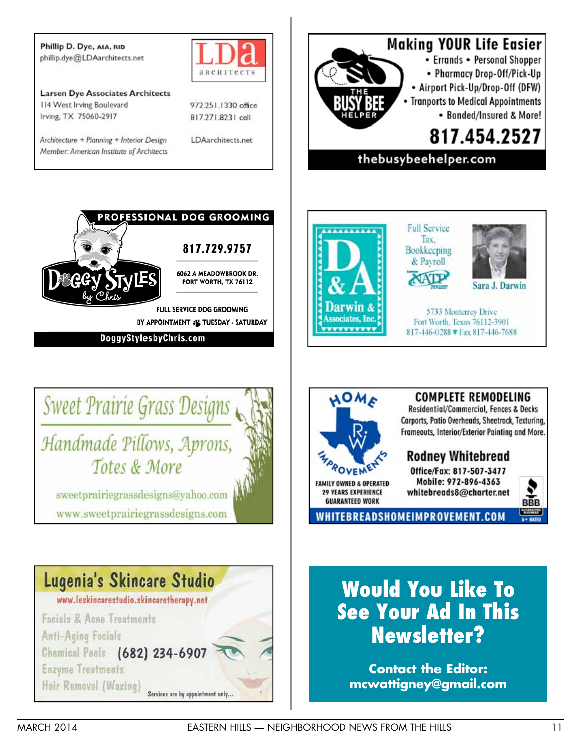**Phillip D. Dye, AIA, RID**
phillip.dye@LDAarchitects.net

LDa ARCHITECTS

**Larsen Dye Associates Architects**
114 West Irving Boulevard
Irving, TX 75060-2917

972.251.1330 office
817.271.8231 cell

*Architecture + Planning + Interior Design*
*Member: American Institute of Architects*

LDAarchitects.net

---

## Making YOUR Life Easier

THE BUSY BEE HELPER

- Errands • Personal Shopper
- Pharmacy Drop-Off/Pick-Up
- Airport Pick-Up/Drop-Off (DFW)
- Tranports to Medical Appointments
- Bonded/Insured & More!

**817.454.2527**

thebusybeehelper.com

---

**PROFESSIONAL DOG GROOMING**

Doggy Styles by Chris

**817.729.9757**

6062 A MEADOWBROOK DR.
FORT WORTH, TX 76112

FULL SERVICE DOG GROOMING
BY APPOINTMENT • TUESDAY - SATURDAY

DoggyStylesbyChris.com

---

D & A Darwin & Associates, Inc.

Full Service Tax, Bookkeeping & Payroll

NATP

Sara J. Darwin

5733 Monterrey Drive
Fort Worth, Texas 76112-3901
817-446-0288 ▼ Fax 817-446-7688

---

## Sweet Prairie Grass Designs

*Handmade Pillows, Aprons, Totes & More*

sweetprairiegrassdesigns@yahoo.com
www.sweetprairiegrassdesigns.com

---

HOME RW IMPROVEMENTS

**COMPLETE REMODELING**
Residential/Commercial, Fences & Decks
Carports, Patio Overheads, Sheetrock, Texturing, Frameouts, Interior/Exterior Painting and More.

**Rodney Whitebread**
Office/Fax: 817-507-3477
Mobile: 972-896-4363
whitebreads8@charter.net

FAMILY OWNED & OPERATED
29 YEARS EXPERIENCE
GUARANTEED WORK

BBB ACCREDITED BUSINESS A+ RATED

WHITEBREADSHOMEIMPROVEMENT.COM

---

## Lugenia's Skincare Studio

www.leskincarestudio.skincaretherapy.net

Facials & Acne Treatments
Anti-Aging Facials
Chemical Peels
Enzyme Treatments
Hair Removal (Waxing)

(682) 234-6907

Services are by appointment only...

---

## Would You Like To See Your Ad In This Newsletter?

**Contact the Editor:**
**mcwattigney@gmail.com**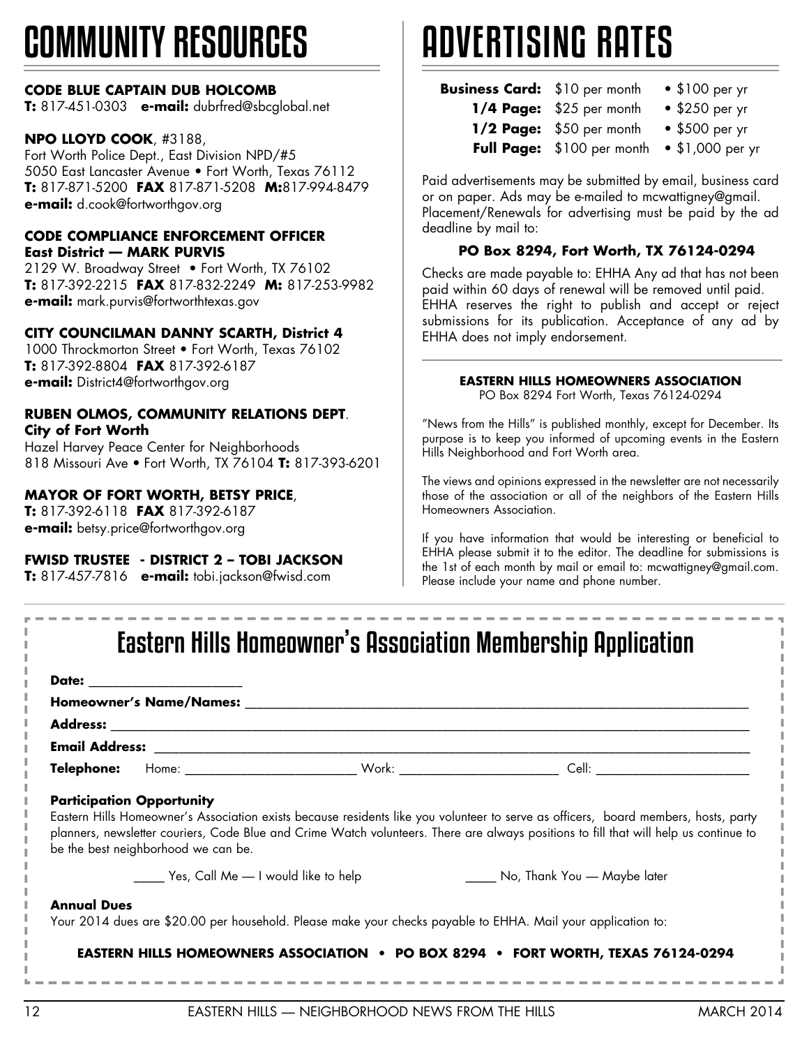# COMMUNITY RESOURCES

**CODE BLUE CAPTAIN DUB HOLCOMB**
**T:** 817-451-0303 **e-mail:** dubrfred@sbcglobal.net

**NPO LLOYD COOK**, #3188,
Fort Worth Police Dept., East Division NPD/#5
5050 East Lancaster Avenue • Fort Worth, Texas 76112
**T:** 817-871-5200 **FAX** 817-871-5208 **M:**817-994-8479
**e-mail:** d.cook@fortworthgov.org

**CODE COMPLIANCE ENFORCEMENT OFFICER**
**East District — MARK PURVIS**
2129 W. Broadway Street • Fort Worth, TX 76102
**T:** 817-392-2215 **FAX** 817-832-2249 **M:** 817-253-9982
**e-mail:** mark.purvis@fortworthtexas.gov

**CITY COUNCILMAN DANNY SCARTH, District 4**
1000 Throckmorton Street • Fort Worth, Texas 76102
**T:** 817-392-8804 **FAX** 817-392-6187
**e-mail:** District4@fortworthgov.org

**RUBEN OLMOS, COMMUNITY RELATIONS DEPT.**
**City of Fort Worth**
Hazel Harvey Peace Center for Neighborhoods
818 Missouri Ave • Fort Worth, TX 76104 **T:** 817-393-6201

**MAYOR OF FORT WORTH, BETSY PRICE**,
**T:** 817-392-6118 **FAX** 817-392-6187
**e-mail:** betsy.price@fortworthgov.org

**FWISD TRUSTEE - DISTRICT 2 – TOBI JACKSON**
**T:** 817-457-7816 **e-mail:** tobi.jackson@fwisd.com

# ADVERTISING RATES

| | | |
|---|---|---|
| **Business Card:** | $10 per month | • $100 per yr |
| **1/4 Page:** | $25 per month | • $250 per yr |
| **1/2 Page:** | $50 per month | • $500 per yr |
| **Full Page:** | $100 per month | • $1,000 per yr |

Paid advertisements may be submitted by email, business card or on paper. Ads may be e-mailed to mcwattigney@gmail. Placement/Renewals for advertising must be paid by the ad deadline by mail to:

**PO Box 8294, Fort Worth, TX 76124-0294**

Checks are made payable to: EHHA Any ad that has not been paid within 60 days of renewal will be removed until paid. EHHA reserves the right to publish and accept or reject submissions for its publication. Acceptance of any ad by EHHA does not imply endorsement.

**EASTERN HILLS HOMEOWNERS ASSOCIATION**
PO Box 8294 Fort Worth, Texas 76124-0294

"News from the Hills" is published monthly, except for December. Its purpose is to keep you informed of upcoming events in the Eastern Hills Neighborhood and Fort Worth area.

The views and opinions expressed in the newsletter are not necessarily those of the association or all of the neighbors of the Eastern Hills Homeowners Association.

If you have information that would be interesting or beneficial to EHHA please submit it to the editor. The deadline for submissions is the 1st of each month by mail or email to: mcwattigney@gmail.com. Please include your name and phone number.

## Eastern Hills Homeowner's Association Membership Application

**Date:** ____________________

**Homeowner's Name/Names:** ____________________

**Address:** ____________________

**Email Address:** ____________________

**Telephone:** Home: ____________________ Work: ____________________ Cell: ____________________

**Participation Opportunity**
Eastern Hills Homeowner's Association exists because residents like you volunteer to serve as officers, board members, hosts, party planners, newsletter couriers, Code Blue and Crime Watch volunteers. There are always positions to fill that will help us continue to be the best neighborhood we can be.

_____ Yes, Call Me — I would like to help     _____ No, Thank You — Maybe later

**Annual Dues**
Your 2014 dues are $20.00 per household. Please make your checks payable to EHHA. Mail your application to:

**EASTERN HILLS HOMEOWNERS ASSOCIATION • PO BOX 8294 • FORT WORTH, TEXAS 76124-0294**